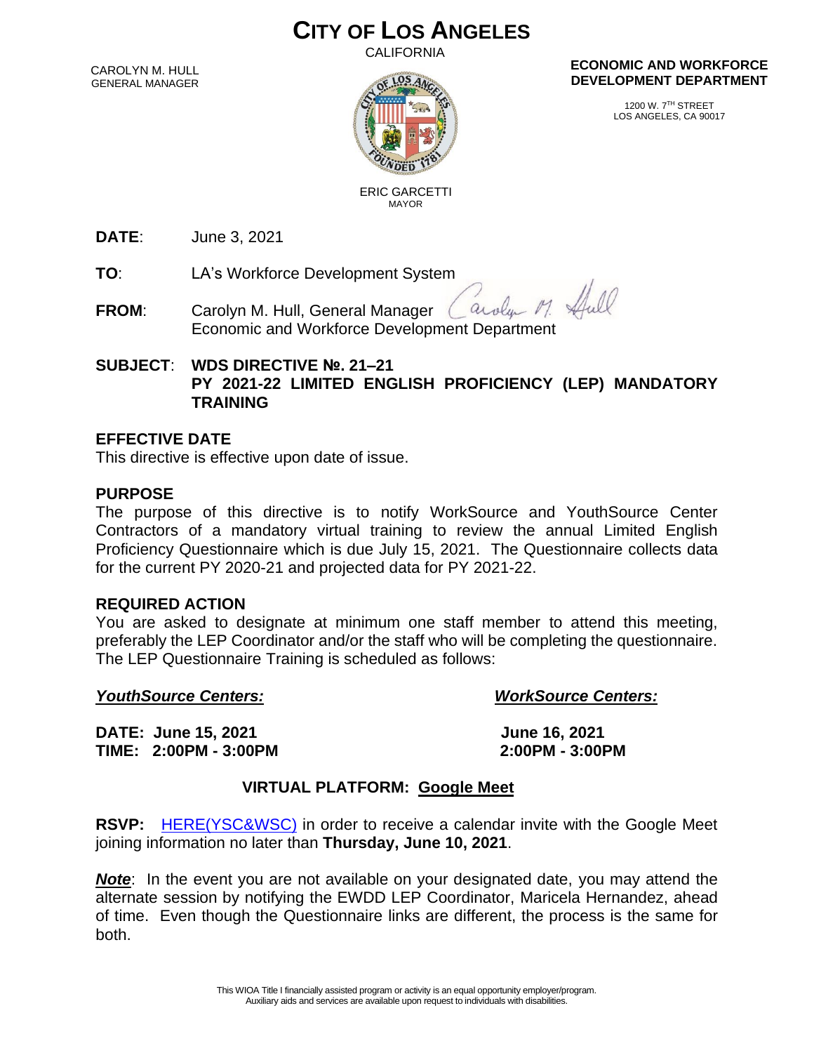# CITY OF LOS ANGELES

CALIFORNIA

CAROLYN M. HULL
GENERAL MANAGER

ERIC GARCETTI
MAYOR

**ECONOMIC AND WORKFORCE DEVELOPMENT DEPARTMENT**

1200 W. 7TH STREET
LOS ANGELES, CA 90017

**DATE**: June 3, 2021

**TO**: LA's Workforce Development System

**FROM**: Carolyn M. Hull, General Manager
Economic and Workforce Development Department

**SUBJECT**: **WDS DIRECTIVE №. 21–21**
**PY 2021-22 LIMITED ENGLISH PROFICIENCY (LEP) MANDATORY TRAINING**

## EFFECTIVE DATE

This directive is effective upon date of issue.

## PURPOSE

The purpose of this directive is to notify WorkSource and YouthSource Center Contractors of a mandatory virtual training to review the annual Limited English Proficiency Questionnaire which is due July 15, 2021. The Questionnaire collects data for the current PY 2020-21 and projected data for PY 2021-22.

## REQUIRED ACTION

You are asked to designate at minimum one staff member to attend this meeting, preferably the LEP Coordinator and/or the staff who will be completing the questionnaire. The LEP Questionnaire Training is scheduled as follows:

| | ***YouthSource Centers:*** | ***WorkSource Centers:*** |
|---|---|---|
| **DATE:** | **June 15, 2021** | **June 16, 2021** |
| **TIME:** | **2:00PM - 3:00PM** | **2:00PM - 3:00PM** |

**VIRTUAL PLATFORM: Google Meet**

**RSVP:** HERE(YSC&WSC) in order to receive a calendar invite with the Google Meet joining information no later than **Thursday, June 10, 2021**.

***Note***: In the event you are not available on your designated date, you may attend the alternate session by notifying the EWDD LEP Coordinator, Maricela Hernandez, ahead of time. Even though the Questionnaire links are different, the process is the same for both.

This WIOA Title I financially assisted program or activity is an equal opportunity employer/program.
Auxiliary aids and services are available upon request to individuals with disabilities.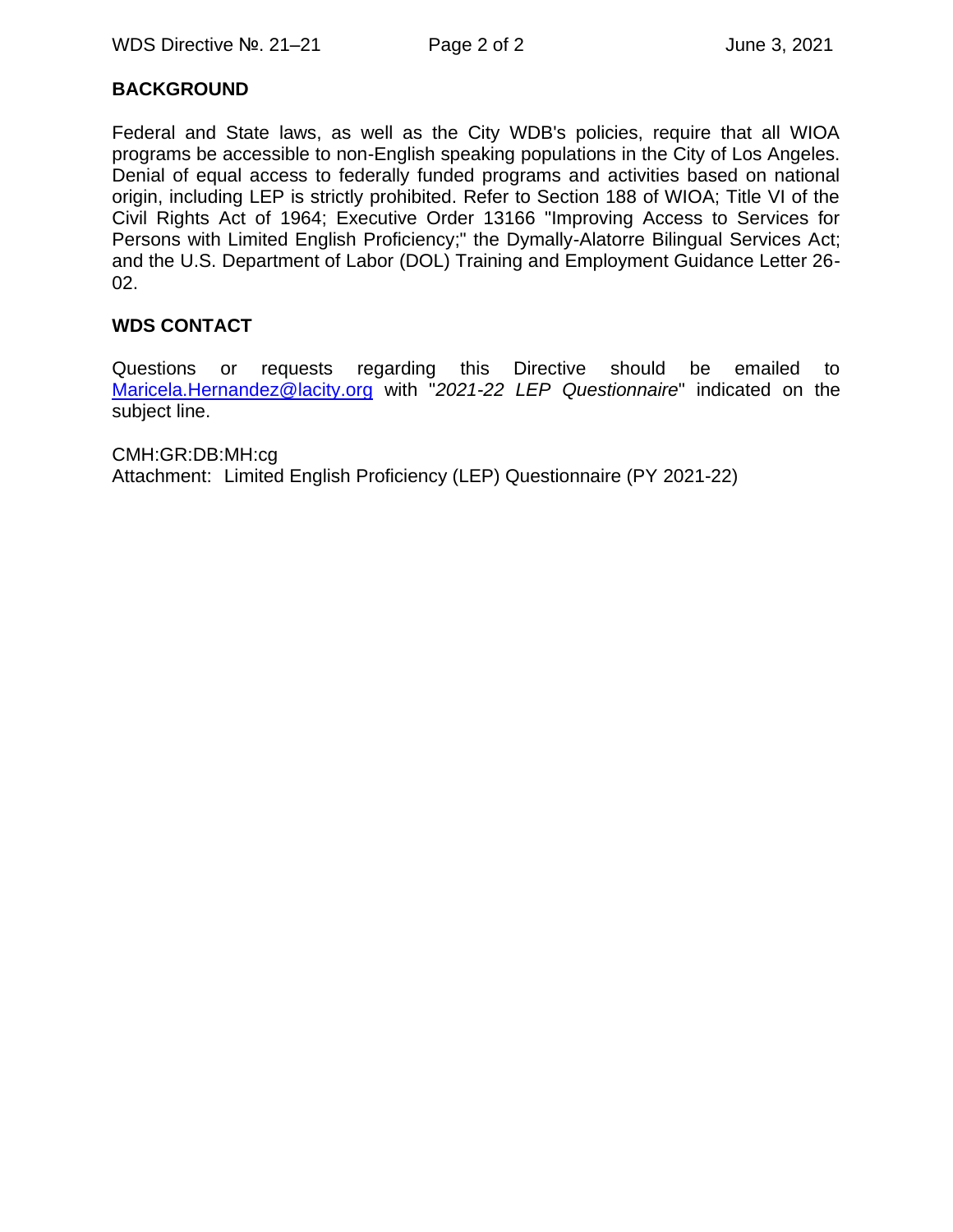## BACKGROUND

Federal and State laws, as well as the City WDB's policies, require that all WIOA programs be accessible to non-English speaking populations in the City of Los Angeles. Denial of equal access to federally funded programs and activities based on national origin, including LEP is strictly prohibited. Refer to Section 188 of WIOA; Title VI of the Civil Rights Act of 1964; Executive Order 13166 "Improving Access to Services for Persons with Limited English Proficiency;" the Dymally-Alatorre Bilingual Services Act; and the U.S. Department of Labor (DOL) Training and Employment Guidance Letter 26-02.

## WDS CONTACT

Questions or requests regarding this Directive should be emailed to Maricela.Hernandez@lacity.org with "*2021-22 LEP Questionnaire*" indicated on the subject line.

CMH:GR:DB:MH:cg
Attachment: Limited English Proficiency (LEP) Questionnaire (PY 2021-22)